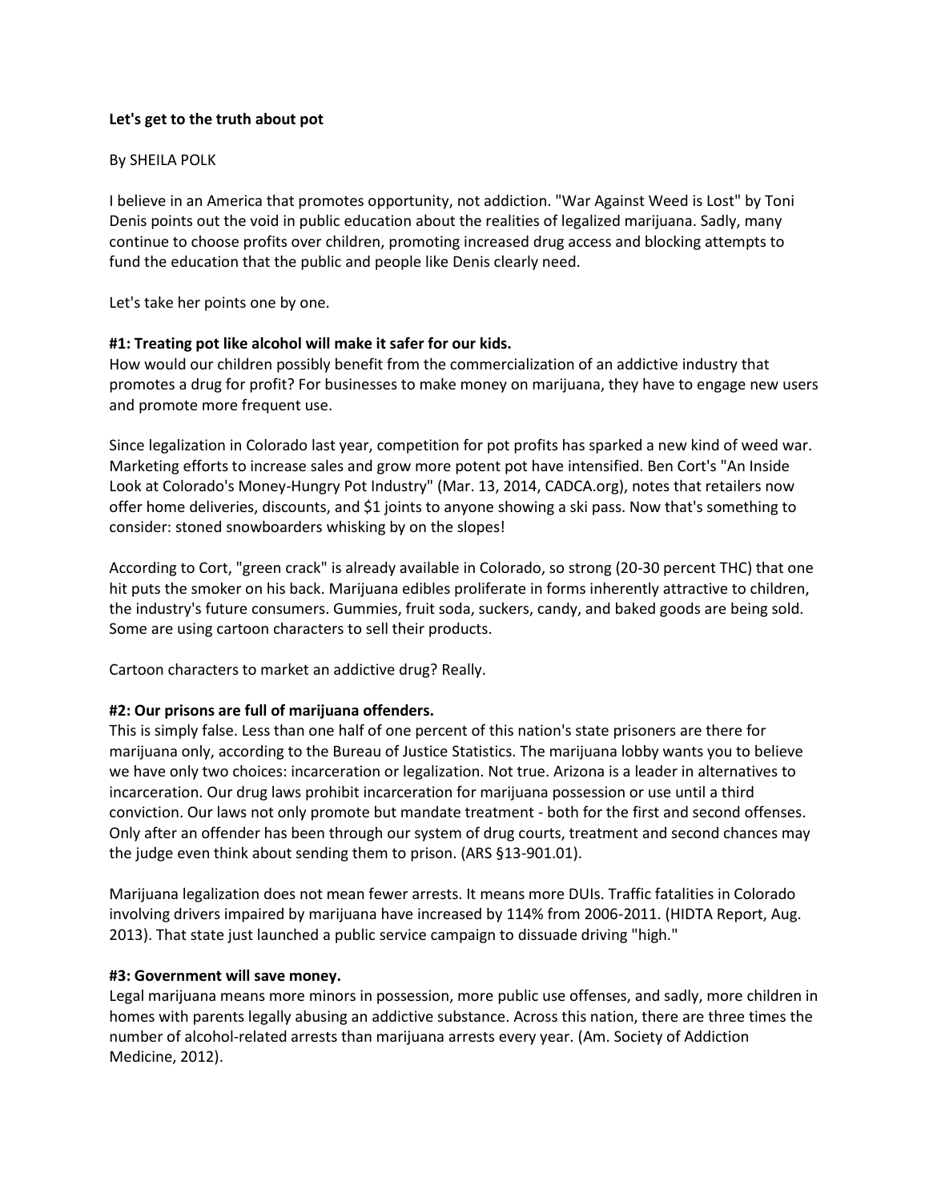**Let's get to the truth about pot**

By SHEILA POLK

I believe in an America that promotes opportunity, not addiction. "War Against Weed is Lost" by Toni Denis points out the void in public education about the realities of legalized marijuana. Sadly, many continue to choose profits over children, promoting increased drug access and blocking attempts to fund the education that the public and people like Denis clearly need.

Let's take her points one by one.

**#1: Treating pot like alcohol will make it safer for our kids.**

How would our children possibly benefit from the commercialization of an addictive industry that promotes a drug for profit? For businesses to make money on marijuana, they have to engage new users and promote more frequent use.

Since legalization in Colorado last year, competition for pot profits has sparked a new kind of weed war. Marketing efforts to increase sales and grow more potent pot have intensified. Ben Cort's "An Inside Look at Colorado's Money-Hungry Pot Industry" (Mar. 13, 2014, CADCA.org), notes that retailers now offer home deliveries, discounts, and $1 joints to anyone showing a ski pass. Now that's something to consider: stoned snowboarders whisking by on the slopes!

According to Cort, "green crack" is already available in Colorado, so strong (20-30 percent THC) that one hit puts the smoker on his back. Marijuana edibles proliferate in forms inherently attractive to children, the industry's future consumers. Gummies, fruit soda, suckers, candy, and baked goods are being sold. Some are using cartoon characters to sell their products.

Cartoon characters to market an addictive drug? Really.

**#2: Our prisons are full of marijuana offenders.**

This is simply false. Less than one half of one percent of this nation's state prisoners are there for marijuana only, according to the Bureau of Justice Statistics. The marijuana lobby wants you to believe we have only two choices: incarceration or legalization. Not true. Arizona is a leader in alternatives to incarceration. Our drug laws prohibit incarceration for marijuana possession or use until a third conviction. Our laws not only promote but mandate treatment - both for the first and second offenses. Only after an offender has been through our system of drug courts, treatment and second chances may the judge even think about sending them to prison. (ARS §13-901.01).

Marijuana legalization does not mean fewer arrests. It means more DUIs. Traffic fatalities in Colorado involving drivers impaired by marijuana have increased by 114% from 2006-2011. (HIDTA Report, Aug. 2013). That state just launched a public service campaign to dissuade driving "high."

**#3: Government will save money.**

Legal marijuana means more minors in possession, more public use offenses, and sadly, more children in homes with parents legally abusing an addictive substance. Across this nation, there are three times the number of alcohol-related arrests than marijuana arrests every year. (Am. Society of Addiction Medicine, 2012).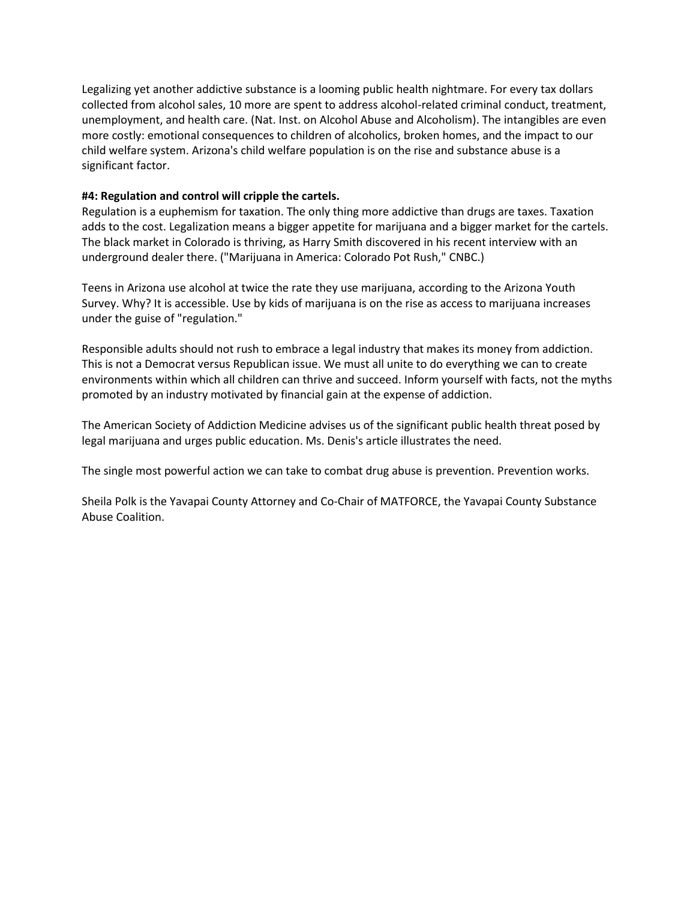Legalizing yet another addictive substance is a looming public health nightmare. For every tax dollars collected from alcohol sales, 10 more are spent to address alcohol-related criminal conduct, treatment, unemployment, and health care. (Nat. Inst. on Alcohol Abuse and Alcoholism). The intangibles are even more costly: emotional consequences to children of alcoholics, broken homes, and the impact to our child welfare system. Arizona's child welfare population is on the rise and substance abuse is a significant factor.

**#4: Regulation and control will cripple the cartels.**

Regulation is a euphemism for taxation. The only thing more addictive than drugs are taxes. Taxation adds to the cost. Legalization means a bigger appetite for marijuana and a bigger market for the cartels. The black market in Colorado is thriving, as Harry Smith discovered in his recent interview with an underground dealer there. ("Marijuana in America: Colorado Pot Rush," CNBC.)

Teens in Arizona use alcohol at twice the rate they use marijuana, according to the Arizona Youth Survey. Why? It is accessible. Use by kids of marijuana is on the rise as access to marijuana increases under the guise of "regulation."

Responsible adults should not rush to embrace a legal industry that makes its money from addiction. This is not a Democrat versus Republican issue. We must all unite to do everything we can to create environments within which all children can thrive and succeed. Inform yourself with facts, not the myths promoted by an industry motivated by financial gain at the expense of addiction.

The American Society of Addiction Medicine advises us of the significant public health threat posed by legal marijuana and urges public education. Ms. Denis's article illustrates the need.

The single most powerful action we can take to combat drug abuse is prevention. Prevention works.

Sheila Polk is the Yavapai County Attorney and Co-Chair of MATFORCE, the Yavapai County Substance Abuse Coalition.